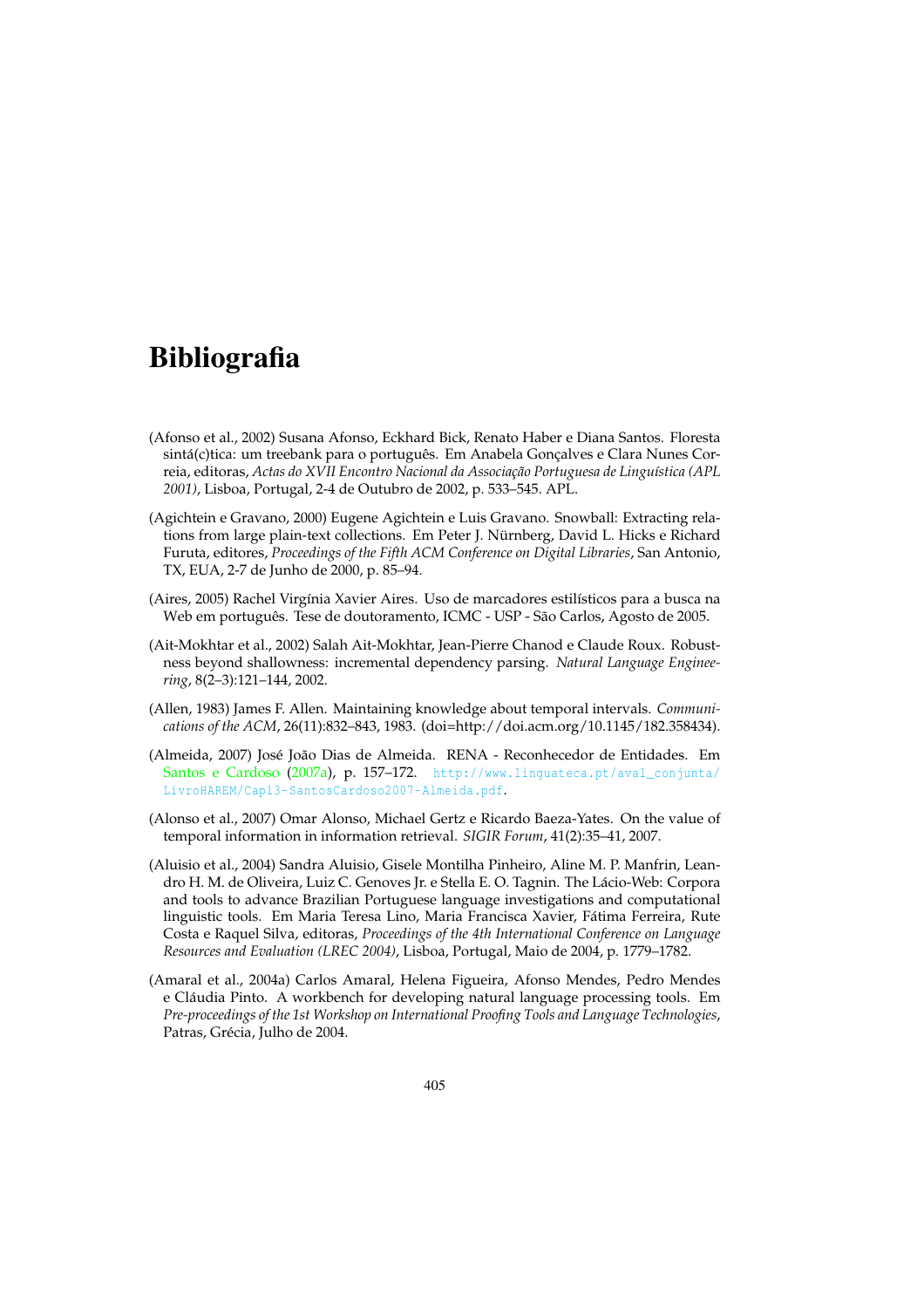# Bibliografia

(Afonso et al., 2002) Susana Afonso, Eckhard Bick, Renato Haber e Diana Santos. Floresta sintá(c)tica: um treebank para o português. Em Anabela Gonçalves e Clara Nunes Correia, editoras, *Actas do XVII Encontro Nacional da Associação Portuguesa de Linguística (APL 2001)*, Lisboa, Portugal, 2-4 de Outubro de 2002, p. 533–545. APL.

(Agichtein e Gravano, 2000) Eugene Agichtein e Luis Gravano. Snowball: Extracting relations from large plain-text collections. Em Peter J. Nürnberg, David L. Hicks e Richard Furuta, editores, *Proceedings of the Fifth ACM Conference on Digital Libraries*, San Antonio, TX, EUA, 2-7 de Junho de 2000, p. 85–94.

(Aires, 2005) Rachel Virgínia Xavier Aires. Uso de marcadores estilísticos para a busca na Web em português. Tese de doutoramento, ICMC - USP - São Carlos, Agosto de 2005.

(Ait-Mokhtar et al., 2002) Salah Ait-Mokhtar, Jean-Pierre Chanod e Claude Roux. Robustness beyond shallowness: incremental dependency parsing. *Natural Language Engineering*, 8(2–3):121–144, 2002.

(Allen, 1983) James F. Allen. Maintaining knowledge about temporal intervals. *Communications of the ACM*, 26(11):832–843, 1983. (doi=http://doi.acm.org/10.1145/182.358434).

(Almeida, 2007) José João Dias de Almeida. RENA - Reconhecedor de Entidades. Em Santos e Cardoso (2007a), p. 157–172. http://www.linguateca.pt/aval_conjunta/LivroHAREM/Cap13-SantosCardoso2007-Almeida.pdf.

(Alonso et al., 2007) Omar Alonso, Michael Gertz e Ricardo Baeza-Yates. On the value of temporal information in information retrieval. *SIGIR Forum*, 41(2):35–41, 2007.

(Aluisio et al., 2004) Sandra Aluisio, Gisele Montilha Pinheiro, Aline M. P. Manfrin, Leandro H. M. de Oliveira, Luiz C. Genoves Jr. e Stella E. O. Tagnin. The Lácio-Web: Corpora and tools to advance Brazilian Portuguese language investigations and computational linguistic tools. Em Maria Teresa Lino, Maria Francisca Xavier, Fátima Ferreira, Rute Costa e Raquel Silva, editoras, *Proceedings of the 4th International Conference on Language Resources and Evaluation (LREC 2004)*, Lisboa, Portugal, Maio de 2004, p. 1779–1782.

(Amaral et al., 2004a) Carlos Amaral, Helena Figueira, Afonso Mendes, Pedro Mendes e Cláudia Pinto. A workbench for developing natural language processing tools. Em *Pre-proceedings of the 1st Workshop on International Proofing Tools and Language Technologies*, Patras, Grécia, Julho de 2004.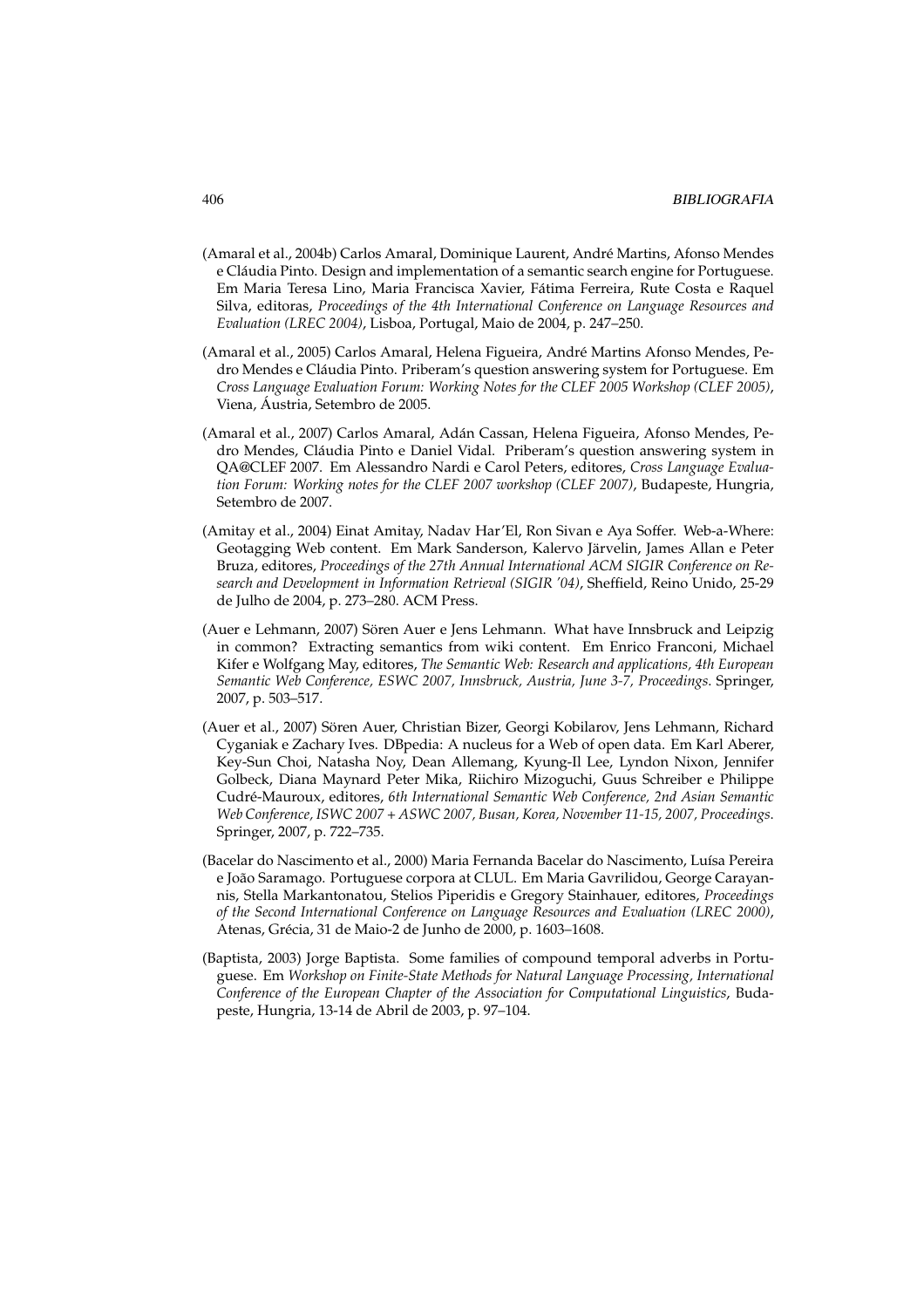(Amaral et al., 2004b) Carlos Amaral, Dominique Laurent, André Martins, Afonso Mendes e Cláudia Pinto. Design and implementation of a semantic search engine for Portuguese. Em Maria Teresa Lino, Maria Francisca Xavier, Fátima Ferreira, Rute Costa e Raquel Silva, editoras, *Proceedings of the 4th International Conference on Language Resources and Evaluation (LREC 2004)*, Lisboa, Portugal, Maio de 2004, p. 247–250.

(Amaral et al., 2005) Carlos Amaral, Helena Figueira, André Martins Afonso Mendes, Pedro Mendes e Cláudia Pinto. Priberam's question answering system for Portuguese. Em *Cross Language Evaluation Forum: Working Notes for the CLEF 2005 Workshop (CLEF 2005)*, Viena, Áustria, Setembro de 2005.

(Amaral et al., 2007) Carlos Amaral, Adán Cassan, Helena Figueira, Afonso Mendes, Pedro Mendes, Cláudia Pinto e Daniel Vidal. Priberam's question answering system in QA@CLEF 2007. Em Alessandro Nardi e Carol Peters, editores, *Cross Language Evaluation Forum: Working notes for the CLEF 2007 workshop (CLEF 2007)*, Budapeste, Hungria, Setembro de 2007.

(Amitay et al., 2004) Einat Amitay, Nadav Har'El, Ron Sivan e Aya Soffer. Web-a-Where: Geotagging Web content. Em Mark Sanderson, Kalervo Järvelin, James Allan e Peter Bruza, editores, *Proceedings of the 27th Annual International ACM SIGIR Conference on Research and Development in Information Retrieval (SIGIR '04)*, Sheffield, Reino Unido, 25-29 de Julho de 2004, p. 273–280. ACM Press.

(Auer e Lehmann, 2007) Sören Auer e Jens Lehmann. What have Innsbruck and Leipzig in common? Extracting semantics from wiki content. Em Enrico Franconi, Michael Kifer e Wolfgang May, editores, *The Semantic Web: Research and applications, 4th European Semantic Web Conference, ESWC 2007, Innsbruck, Austria, June 3-7, Proceedings*. Springer, 2007, p. 503–517.

(Auer et al., 2007) Sören Auer, Christian Bizer, Georgi Kobilarov, Jens Lehmann, Richard Cyganiak e Zachary Ives. DBpedia: A nucleus for a Web of open data. Em Karl Aberer, Key-Sun Choi, Natasha Noy, Dean Allemang, Kyung-Il Lee, Lyndon Nixon, Jennifer Golbeck, Diana Maynard Peter Mika, Riichiro Mizoguchi, Guus Schreiber e Philippe Cudré-Mauroux, editores, *6th International Semantic Web Conference, 2nd Asian Semantic Web Conference, ISWC 2007 + ASWC 2007, Busan, Korea, November 11-15, 2007, Proceedings*. Springer, 2007, p. 722–735.

(Bacelar do Nascimento et al., 2000) Maria Fernanda Bacelar do Nascimento, Luísa Pereira e João Saramago. Portuguese corpora at CLUL. Em Maria Gavrilidou, George Carayannis, Stella Markantonatou, Stelios Piperidis e Gregory Stainhauer, editores, *Proceedings of the Second International Conference on Language Resources and Evaluation (LREC 2000)*, Atenas, Grécia, 31 de Maio-2 de Junho de 2000, p. 1603–1608.

(Baptista, 2003) Jorge Baptista. Some families of compound temporal adverbs in Portuguese. Em *Workshop on Finite-State Methods for Natural Language Processing, International Conference of the European Chapter of the Association for Computational Linguistics*, Budapeste, Hungria, 13-14 de Abril de 2003, p. 97–104.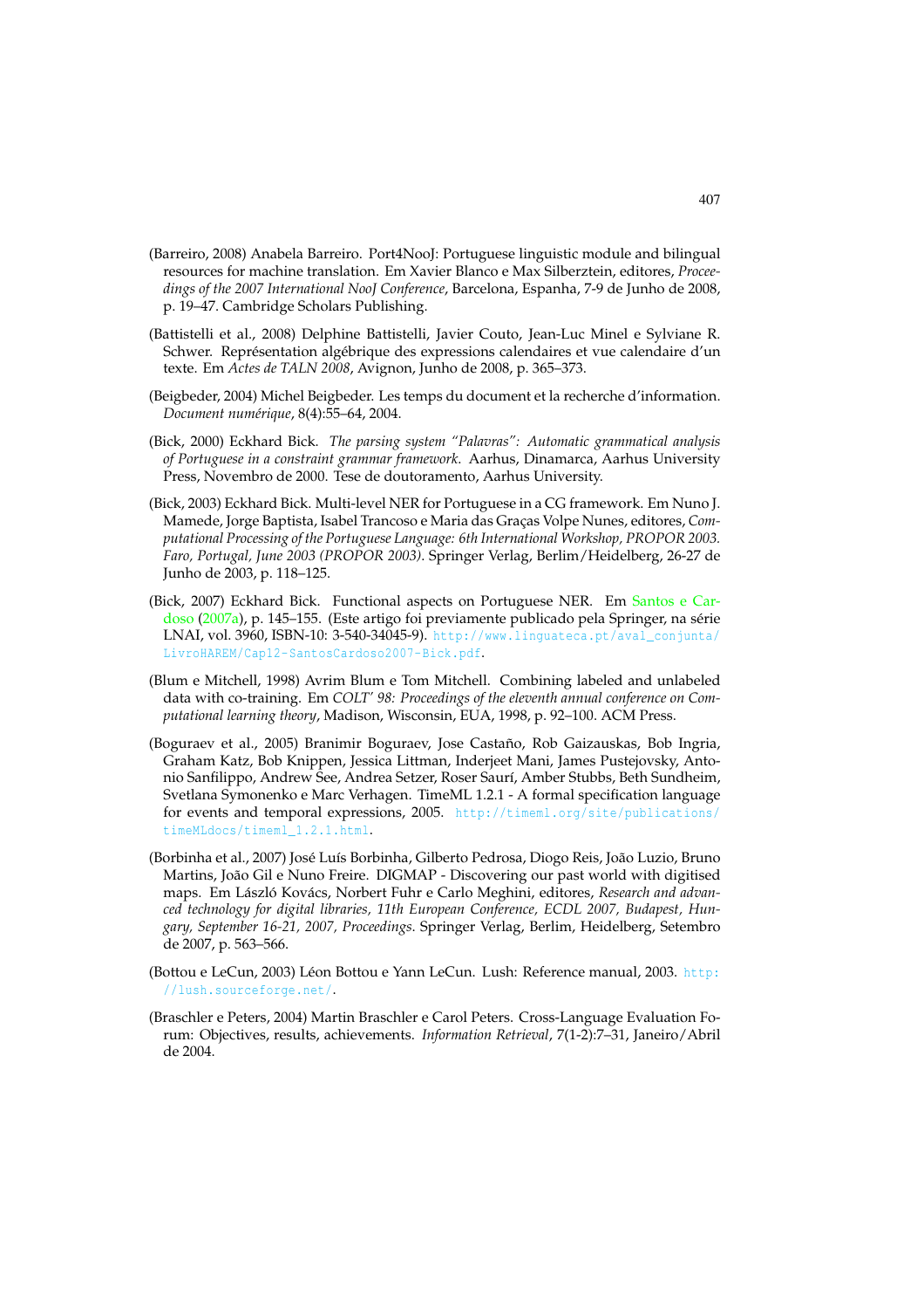(Barreiro, 2008) Anabela Barreiro. Port4NooJ: Portuguese linguistic module and bilingual resources for machine translation. Em Xavier Blanco e Max Silberztein, editores, *Proceedings of the 2007 International NooJ Conference*, Barcelona, Espanha, 7-9 de Junho de 2008, p. 19–47. Cambridge Scholars Publishing.

(Battistelli et al., 2008) Delphine Battistelli, Javier Couto, Jean-Luc Minel e Sylviane R. Schwer. Représentation algébrique des expressions calendaires et vue calendaire d'un texte. Em *Actes de TALN 2008*, Avignon, Junho de 2008, p. 365–373.

(Beigbeder, 2004) Michel Beigbeder. Les temps du document et la recherche d'information. *Document numérique*, 8(4):55–64, 2004.

(Bick, 2000) Eckhard Bick. *The parsing system "Palavras": Automatic grammatical analysis of Portuguese in a constraint grammar framework*. Aarhus, Dinamarca, Aarhus University Press, Novembro de 2000. Tese de doutoramento, Aarhus University.

(Bick, 2003) Eckhard Bick. Multi-level NER for Portuguese in a CG framework. Em Nuno J. Mamede, Jorge Baptista, Isabel Trancoso e Maria das Graças Volpe Nunes, editores, *Computational Processing of the Portuguese Language: 6th International Workshop, PROPOR 2003. Faro, Portugal, June 2003 (PROPOR 2003)*. Springer Verlag, Berlim/Heidelberg, 26-27 de Junho de 2003, p. 118–125.

(Bick, 2007) Eckhard Bick. Functional aspects on Portuguese NER. Em Santos e Cardoso (2007a), p. 145–155. (Este artigo foi previamente publicado pela Springer, na série LNAI, vol. 3960, ISBN-10: 3-540-34045-9). http://www.linguateca.pt/aval_conjunta/LivroHAREM/Cap12-SantosCardoso2007-Bick.pdf.

(Blum e Mitchell, 1998) Avrim Blum e Tom Mitchell. Combining labeled and unlabeled data with co-training. Em *COLT' 98: Proceedings of the eleventh annual conference on Computational learning theory*, Madison, Wisconsin, EUA, 1998, p. 92–100. ACM Press.

(Boguraev et al., 2005) Branimir Boguraev, Jose Castaño, Rob Gaizauskas, Bob Ingria, Graham Katz, Bob Knippen, Jessica Littman, Inderjeet Mani, James Pustejovsky, Antonio Sanfilippo, Andrew See, Andrea Setzer, Roser Saurí, Amber Stubbs, Beth Sundheim, Svetlana Symonenko e Marc Verhagen. TimeML 1.2.1 - A formal specification language for events and temporal expressions, 2005. http://timeml.org/site/publications/timeMLdocs/timeml_1.2.1.html.

(Borbinha et al., 2007) José Luís Borbinha, Gilberto Pedrosa, Diogo Reis, João Luzio, Bruno Martins, João Gil e Nuno Freire. DIGMAP - Discovering our past world with digitised maps. Em László Kovács, Norbert Fuhr e Carlo Meghini, editores, *Research and advanced technology for digital libraries, 11th European Conference, ECDL 2007, Budapest, Hungary, September 16-21, 2007, Proceedings*. Springer Verlag, Berlim, Heidelberg, Setembro de 2007, p. 563–566.

(Bottou e LeCun, 2003) Léon Bottou e Yann LeCun. Lush: Reference manual, 2003. http://lush.sourceforge.net/.

(Braschler e Peters, 2004) Martin Braschler e Carol Peters. Cross-Language Evaluation Forum: Objectives, results, achievements. *Information Retrieval*, 7(1-2):7–31, Janeiro/Abril de 2004.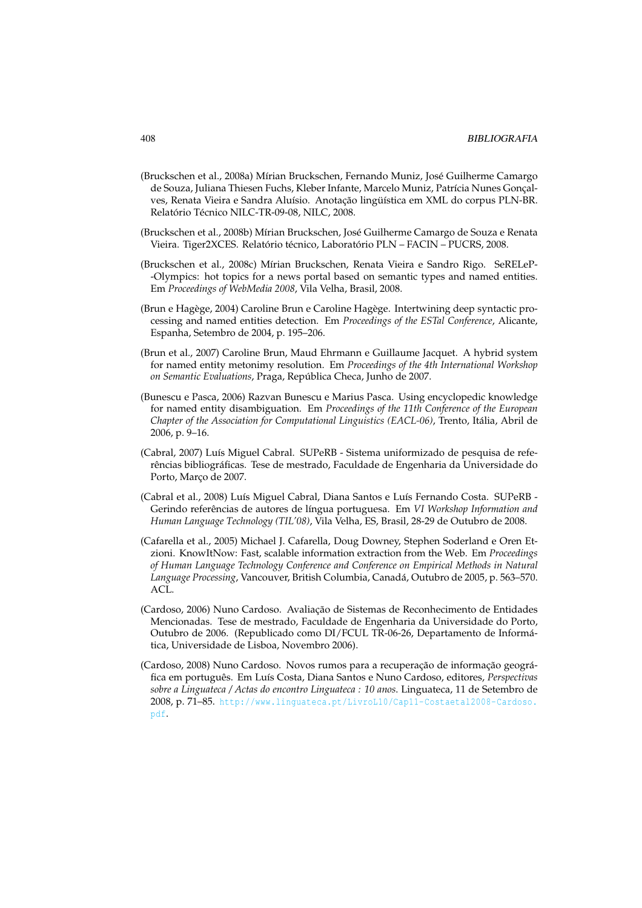(Bruckschen et al., 2008a) Mírian Bruckschen, Fernando Muniz, José Guilherme Camargo de Souza, Juliana Thiesen Fuchs, Kleber Infante, Marcelo Muniz, Patrícia Nunes Gonçalves, Renata Vieira e Sandra Aluísio. Anotação lingüística em XML do corpus PLN-BR. Relatório Técnico NILC-TR-09-08, NILC, 2008.

(Bruckschen et al., 2008b) Mírian Bruckschen, José Guilherme Camargo de Souza e Renata Vieira. Tiger2XCES. Relatório técnico, Laboratório PLN – FACIN – PUCRS, 2008.

(Bruckschen et al., 2008c) Mírian Bruckschen, Renata Vieira e Sandro Rigo. SeRELeP--Olympics: hot topics for a news portal based on semantic types and named entities. Em *Proceedings of WebMedia 2008*, Vila Velha, Brasil, 2008.

(Brun e Hagège, 2004) Caroline Brun e Caroline Hagège. Intertwining deep syntactic processing and named entities detection. Em *Proceedings of the ESTal Conference*, Alicante, Espanha, Setembro de 2004, p. 195–206.

(Brun et al., 2007) Caroline Brun, Maud Ehrmann e Guillaume Jacquet. A hybrid system for named entity metonimy resolution. Em *Proceedings of the 4th International Workshop on Semantic Evaluations*, Praga, República Checa, Junho de 2007.

(Bunescu e Pasca, 2006) Razvan Bunescu e Marius Pasca. Using encyclopedic knowledge for named entity disambiguation. Em *Proceedings of the 11th Conference of the European Chapter of the Association for Computational Linguistics (EACL-06)*, Trento, Itália, Abril de 2006, p. 9–16.

(Cabral, 2007) Luís Miguel Cabral. SUPeRB - Sistema uniformizado de pesquisa de referências bibliográficas. Tese de mestrado, Faculdade de Engenharia da Universidade do Porto, Março de 2007.

(Cabral et al., 2008) Luís Miguel Cabral, Diana Santos e Luís Fernando Costa. SUPeRB - Gerindo referências de autores de língua portuguesa. Em *VI Workshop Information and Human Language Technology (TIL'08)*, Vila Velha, ES, Brasil, 28-29 de Outubro de 2008.

(Cafarella et al., 2005) Michael J. Cafarella, Doug Downey, Stephen Soderland e Oren Etzioni. KnowItNow: Fast, scalable information extraction from the Web. Em *Proceedings of Human Language Technology Conference and Conference on Empirical Methods in Natural Language Processing*, Vancouver, British Columbia, Canadá, Outubro de 2005, p. 563–570. ACL.

(Cardoso, 2006) Nuno Cardoso. Avaliação de Sistemas de Reconhecimento de Entidades Mencionadas. Tese de mestrado, Faculdade de Engenharia da Universidade do Porto, Outubro de 2006. (Republicado como DI/FCUL TR-06-26, Departamento de Informática, Universidade de Lisboa, Novembro 2006).

(Cardoso, 2008) Nuno Cardoso. Novos rumos para a recuperação de informação geográfica em português. Em Luís Costa, Diana Santos e Nuno Cardoso, editores, *Perspectivas sobre a Linguateca / Actas do encontro Linguateca : 10 anos*. Linguateca, 11 de Setembro de 2008, p. 71–85. http://www.linguateca.pt/LivroL10/Cap11-Costaetal2008-Cardoso.pdf.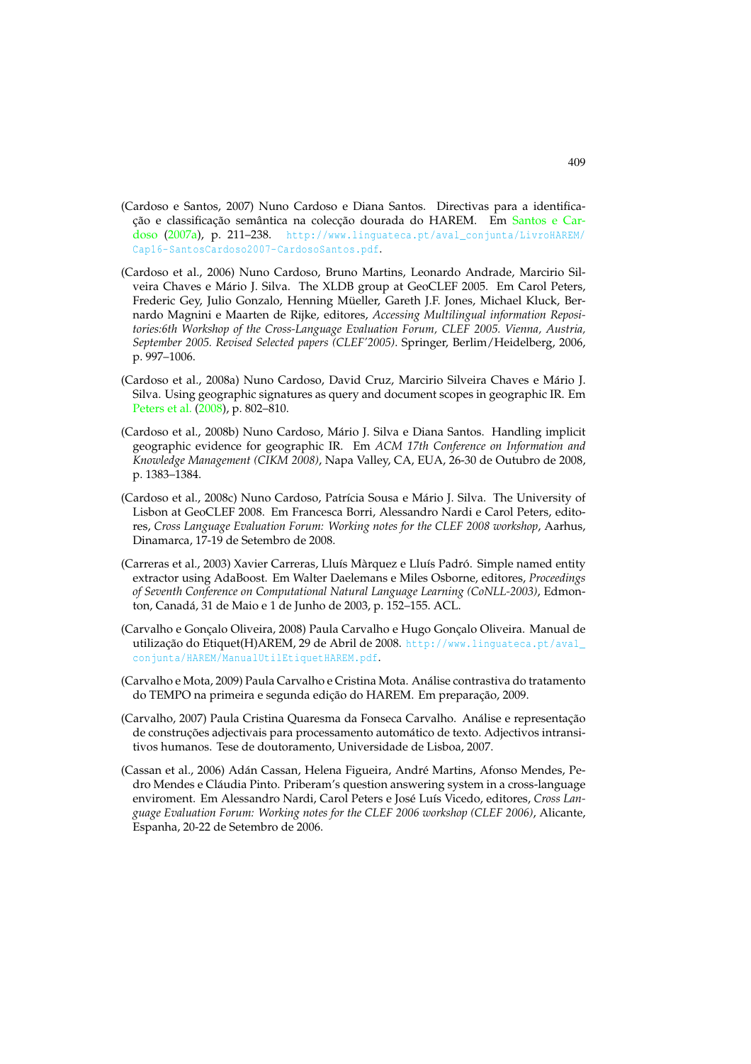(Cardoso e Santos, 2007) Nuno Cardoso e Diana Santos. Directivas para a identificação e classificação semântica na colecção dourada do HAREM. Em Santos e Cardoso (2007a), p. 211–238. http://www.linguateca.pt/aval_conjunta/LivroHAREM/Cap16-SantosCardoso2007-CardosoSantos.pdf.

(Cardoso et al., 2006) Nuno Cardoso, Bruno Martins, Leonardo Andrade, Marcirio Silveira Chaves e Mário J. Silva. The XLDB group at GeoCLEF 2005. Em Carol Peters, Frederic Gey, Julio Gonzalo, Henning Müeller, Gareth J.F. Jones, Michael Kluck, Bernardo Magnini e Maarten de Rijke, editores, *Accessing Multilingual information Repositories:6th Workshop of the Cross-Language Evaluation Forum, CLEF 2005. Vienna, Austria, September 2005. Revised Selected papers (CLEF'2005)*. Springer, Berlim/Heidelberg, 2006, p. 997–1006.

(Cardoso et al., 2008a) Nuno Cardoso, David Cruz, Marcirio Silveira Chaves e Mário J. Silva. Using geographic signatures as query and document scopes in geographic IR. Em Peters et al. (2008), p. 802–810.

(Cardoso et al., 2008b) Nuno Cardoso, Mário J. Silva e Diana Santos. Handling implicit geographic evidence for geographic IR. Em *ACM 17th Conference on Information and Knowledge Management (CIKM 2008)*, Napa Valley, CA, EUA, 26-30 de Outubro de 2008, p. 1383–1384.

(Cardoso et al., 2008c) Nuno Cardoso, Patrícia Sousa e Mário J. Silva. The University of Lisbon at GeoCLEF 2008. Em Francesca Borri, Alessandro Nardi e Carol Peters, editores, *Cross Language Evaluation Forum: Working notes for the CLEF 2008 workshop*, Aarhus, Dinamarca, 17-19 de Setembro de 2008.

(Carreras et al., 2003) Xavier Carreras, Lluís Màrquez e Lluís Padró. Simple named entity extractor using AdaBoost. Em Walter Daelemans e Miles Osborne, editores, *Proceedings of Seventh Conference on Computational Natural Language Learning (CoNLL-2003)*, Edmonton, Canadá, 31 de Maio e 1 de Junho de 2003, p. 152–155. ACL.

(Carvalho e Gonçalo Oliveira, 2008) Paula Carvalho e Hugo Gonçalo Oliveira. Manual de utilização do Etiquet(H)AREM, 29 de Abril de 2008. http://www.linguateca.pt/aval_conjunta/HAREM/ManualUtilEtiquetHAREM.pdf.

(Carvalho e Mota, 2009) Paula Carvalho e Cristina Mota. Análise contrastiva do tratamento do TEMPO na primeira e segunda edição do HAREM. Em preparação, 2009.

(Carvalho, 2007) Paula Cristina Quaresma da Fonseca Carvalho. Análise e representação de construções adjectivais para processamento automático de texto. Adjectivos intransitivos humanos. Tese de doutoramento, Universidade de Lisboa, 2007.

(Cassan et al., 2006) Adán Cassan, Helena Figueira, André Martins, Afonso Mendes, Pedro Mendes e Cláudia Pinto. Priberam's question answering system in a cross-language enviroment. Em Alessandro Nardi, Carol Peters e José Luís Vicedo, editores, *Cross Language Evaluation Forum: Working notes for the CLEF 2006 workshop (CLEF 2006)*, Alicante, Espanha, 20-22 de Setembro de 2006.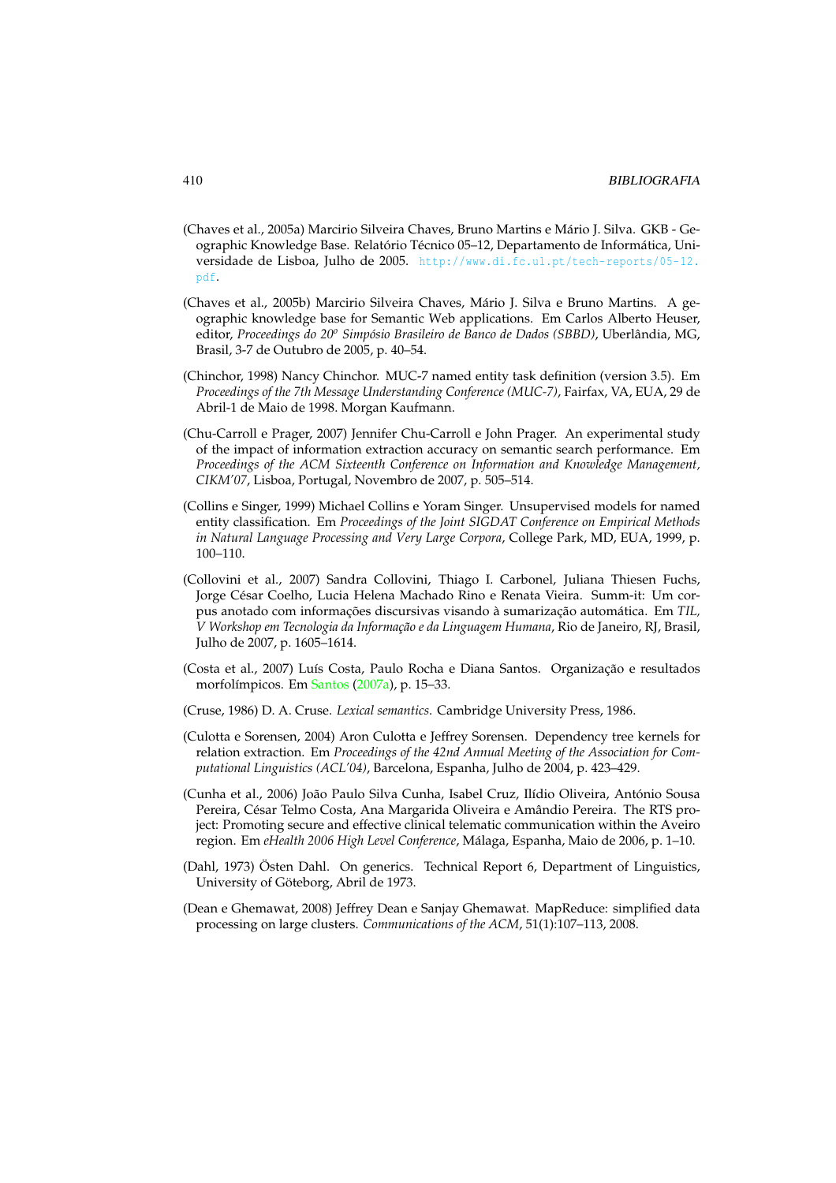(Chaves et al., 2005a) Marcirio Silveira Chaves, Bruno Martins e Mário J. Silva. GKB - Geographic Knowledge Base. Relatório Técnico 05–12, Departamento de Informática, Universidade de Lisboa, Julho de 2005. http://www.di.fc.ul.pt/tech-reports/05-12.pdf.

(Chaves et al., 2005b) Marcirio Silveira Chaves, Mário J. Silva e Bruno Martins. A geographic knowledge base for Semantic Web applications. Em Carlos Alberto Heuser, editor, *Proceedings do 20º Simpósio Brasileiro de Banco de Dados (SBBD)*, Uberlândia, MG, Brasil, 3-7 de Outubro de 2005, p. 40–54.

(Chinchor, 1998) Nancy Chinchor. MUC-7 named entity task definition (version 3.5). Em *Proceedings of the 7th Message Understanding Conference (MUC-7)*, Fairfax, VA, EUA, 29 de Abril-1 de Maio de 1998. Morgan Kaufmann.

(Chu-Carroll e Prager, 2007) Jennifer Chu-Carroll e John Prager. An experimental study of the impact of information extraction accuracy on semantic search performance. Em *Proceedings of the ACM Sixteenth Conference on Information and Knowledge Management, CIKM'07*, Lisboa, Portugal, Novembro de 2007, p. 505–514.

(Collins e Singer, 1999) Michael Collins e Yoram Singer. Unsupervised models for named entity classification. Em *Proceedings of the Joint SIGDAT Conference on Empirical Methods in Natural Language Processing and Very Large Corpora*, College Park, MD, EUA, 1999, p. 100–110.

(Collovini et al., 2007) Sandra Collovini, Thiago I. Carbonel, Juliana Thiesen Fuchs, Jorge César Coelho, Lucia Helena Machado Rino e Renata Vieira. Summ-it: Um corpus anotado com informações discursivas visando à sumarização automática. Em *TIL, V Workshop em Tecnologia da Informação e da Linguagem Humana*, Rio de Janeiro, RJ, Brasil, Julho de 2007, p. 1605–1614.

(Costa et al., 2007) Luís Costa, Paulo Rocha e Diana Santos. Organização e resultados morfolímpicos. Em Santos (2007a), p. 15–33.

(Cruse, 1986) D. A. Cruse. *Lexical semantics*. Cambridge University Press, 1986.

(Culotta e Sorensen, 2004) Aron Culotta e Jeffrey Sorensen. Dependency tree kernels for relation extraction. Em *Proceedings of the 42nd Annual Meeting of the Association for Computational Linguistics (ACL'04)*, Barcelona, Espanha, Julho de 2004, p. 423–429.

(Cunha et al., 2006) João Paulo Silva Cunha, Isabel Cruz, Ilídio Oliveira, António Sousa Pereira, César Telmo Costa, Ana Margarida Oliveira e Amândio Pereira. The RTS project: Promoting secure and effective clinical telematic communication within the Aveiro region. Em *eHealth 2006 High Level Conference*, Málaga, Espanha, Maio de 2006, p. 1–10.

(Dahl, 1973) Östen Dahl. On generics. Technical Report 6, Department of Linguistics, University of Göteborg, Abril de 1973.

(Dean e Ghemawat, 2008) Jeffrey Dean e Sanjay Ghemawat. MapReduce: simplified data processing on large clusters. *Communications of the ACM*, 51(1):107–113, 2008.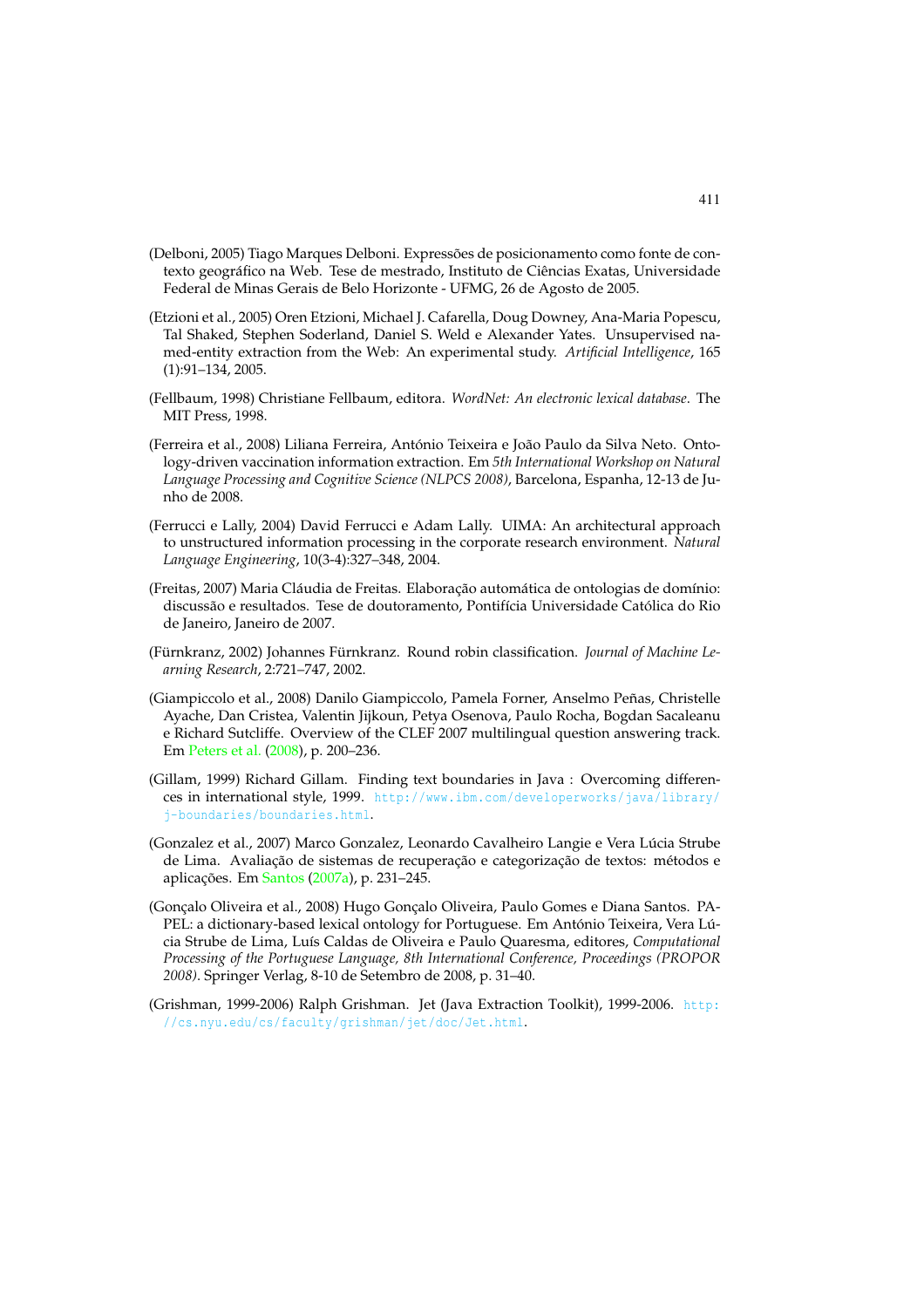(Delboni, 2005) Tiago Marques Delboni. Expressões de posicionamento como fonte de contexto geográfico na Web. Tese de mestrado, Instituto de Ciências Exatas, Universidade Federal de Minas Gerais de Belo Horizonte - UFMG, 26 de Agosto de 2005.

(Etzioni et al., 2005) Oren Etzioni, Michael J. Cafarella, Doug Downey, Ana-Maria Popescu, Tal Shaked, Stephen Soderland, Daniel S. Weld e Alexander Yates. Unsupervised named-entity extraction from the Web: An experimental study. *Artificial Intelligence*, 165 (1):91–134, 2005.

(Fellbaum, 1998) Christiane Fellbaum, editora. *WordNet: An electronic lexical database*. The MIT Press, 1998.

(Ferreira et al., 2008) Liliana Ferreira, António Teixeira e João Paulo da Silva Neto. Ontology-driven vaccination information extraction. Em *5th International Workshop on Natural Language Processing and Cognitive Science (NLPCS 2008)*, Barcelona, Espanha, 12-13 de Junho de 2008.

(Ferrucci e Lally, 2004) David Ferrucci e Adam Lally. UIMA: An architectural approach to unstructured information processing in the corporate research environment. *Natural Language Engineering*, 10(3-4):327–348, 2004.

(Freitas, 2007) Maria Cláudia de Freitas. Elaboração automática de ontologias de domínio: discussão e resultados. Tese de doutoramento, Pontifícia Universidade Católica do Rio de Janeiro, Janeiro de 2007.

(Fürnkranz, 2002) Johannes Fürnkranz. Round robin classification. *Journal of Machine Learning Research*, 2:721–747, 2002.

(Giampiccolo et al., 2008) Danilo Giampiccolo, Pamela Forner, Anselmo Peñas, Christelle Ayache, Dan Cristea, Valentin Jijkoun, Petya Osenova, Paulo Rocha, Bogdan Sacaleanu e Richard Sutcliffe. Overview of the CLEF 2007 multilingual question answering track. Em Peters et al. (2008), p. 200–236.

(Gillam, 1999) Richard Gillam. Finding text boundaries in Java : Overcoming differences in international style, 1999. http://www.ibm.com/developerworks/java/library/j-boundaries/boundaries.html.

(Gonzalez et al., 2007) Marco Gonzalez, Leonardo Cavalheiro Langie e Vera Lúcia Strube de Lima. Avaliação de sistemas de recuperação e categorização de textos: métodos e aplicações. Em Santos (2007a), p. 231–245.

(Gonçalo Oliveira et al., 2008) Hugo Gonçalo Oliveira, Paulo Gomes e Diana Santos. PAPEL: a dictionary-based lexical ontology for Portuguese. Em António Teixeira, Vera Lúcia Strube de Lima, Luís Caldas de Oliveira e Paulo Quaresma, editores, *Computational Processing of the Portuguese Language, 8th International Conference, Proceedings (PROPOR 2008)*. Springer Verlag, 8-10 de Setembro de 2008, p. 31–40.

(Grishman, 1999-2006) Ralph Grishman. Jet (Java Extraction Toolkit), 1999-2006. http://cs.nyu.edu/cs/faculty/grishman/jet/doc/Jet.html.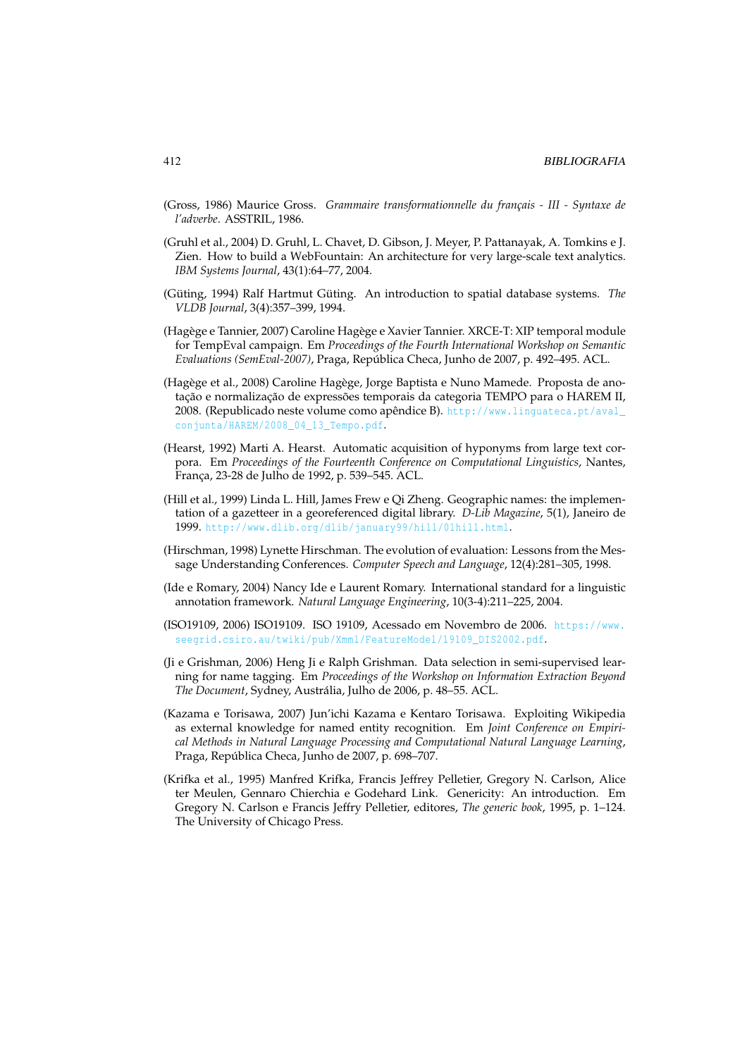(Gross, 1986) Maurice Gross. *Grammaire transformationnelle du français - III - Syntaxe de l'adverbe*. ASSTRIL, 1986.

(Gruhl et al., 2004) D. Gruhl, L. Chavet, D. Gibson, J. Meyer, P. Pattanayak, A. Tomkins e J. Zien. How to build a WebFountain: An architecture for very large-scale text analytics. *IBM Systems Journal*, 43(1):64–77, 2004.

(Güting, 1994) Ralf Hartmut Güting. An introduction to spatial database systems. *The VLDB Journal*, 3(4):357–399, 1994.

(Hagège e Tannier, 2007) Caroline Hagège e Xavier Tannier. XRCE-T: XIP temporal module for TempEval campaign. Em *Proceedings of the Fourth International Workshop on Semantic Evaluations (SemEval-2007)*, Praga, República Checa, Junho de 2007, p. 492–495. ACL.

(Hagège et al., 2008) Caroline Hagège, Jorge Baptista e Nuno Mamede. Proposta de anotação e normalização de expressões temporais da categoria TEMPO para o HAREM II, 2008. (Republicado neste volume como apêndice B). http://www.linguateca.pt/aval_conjunta/HAREM/2008_04_13_Tempo.pdf.

(Hearst, 1992) Marti A. Hearst. Automatic acquisition of hyponyms from large text corpora. Em *Proceedings of the Fourteenth Conference on Computational Linguistics*, Nantes, França, 23-28 de Julho de 1992, p. 539–545. ACL.

(Hill et al., 1999) Linda L. Hill, James Frew e Qi Zheng. Geographic names: the implementation of a gazetteer in a georeferenced digital library. *D-Lib Magazine*, 5(1), Janeiro de 1999. http://www.dlib.org/dlib/january99/hill/01hill.html.

(Hirschman, 1998) Lynette Hirschman. The evolution of evaluation: Lessons from the Message Understanding Conferences. *Computer Speech and Language*, 12(4):281–305, 1998.

(Ide e Romary, 2004) Nancy Ide e Laurent Romary. International standard for a linguistic annotation framework. *Natural Language Engineering*, 10(3-4):211–225, 2004.

(ISO19109, 2006) ISO19109. ISO 19109, Acessado em Novembro de 2006. https://www.seegrid.csiro.au/twiki/pub/Xmml/FeatureModel/19109_DIS2002.pdf.

(Ji e Grishman, 2006) Heng Ji e Ralph Grishman. Data selection in semi-supervised learning for name tagging. Em *Proceedings of the Workshop on Information Extraction Beyond The Document*, Sydney, Austrália, Julho de 2006, p. 48–55. ACL.

(Kazama e Torisawa, 2007) Jun'ichi Kazama e Kentaro Torisawa. Exploiting Wikipedia as external knowledge for named entity recognition. Em *Joint Conference on Empirical Methods in Natural Language Processing and Computational Natural Language Learning*, Praga, República Checa, Junho de 2007, p. 698–707.

(Krifka et al., 1995) Manfred Krifka, Francis Jeffrey Pelletier, Gregory N. Carlson, Alice ter Meulen, Gennaro Chierchia e Godehard Link. Genericity: An introduction. Em Gregory N. Carlson e Francis Jeffry Pelletier, editores, *The generic book*, 1995, p. 1–124. The University of Chicago Press.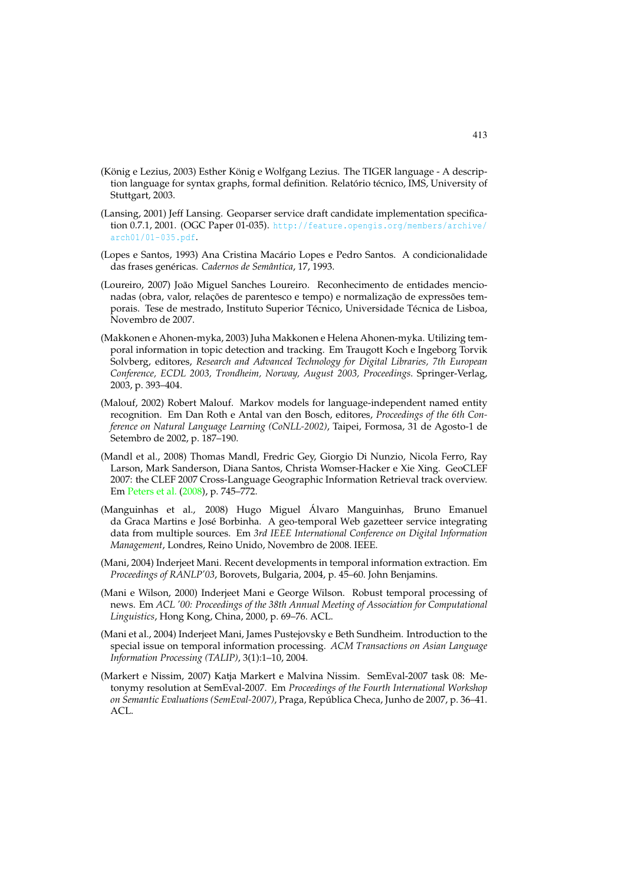(König e Lezius, 2003) Esther König e Wolfgang Lezius. The TIGER language - A description language for syntax graphs, formal definition. Relatório técnico, IMS, University of Stuttgart, 2003.

(Lansing, 2001) Jeff Lansing. Geoparser service draft candidate implementation specification 0.7.1, 2001. (OGC Paper 01-035). http://feature.opengis.org/members/archive/arch01/01-035.pdf.

(Lopes e Santos, 1993) Ana Cristina Macário Lopes e Pedro Santos. A condicionalidade das frases genéricas. *Cadernos de Semântica*, 17, 1993.

(Loureiro, 2007) João Miguel Sanches Loureiro. Reconhecimento de entidades mencionadas (obra, valor, relações de parentesco e tempo) e normalização de expressões temporais. Tese de mestrado, Instituto Superior Técnico, Universidade Técnica de Lisboa, Novembro de 2007.

(Makkonen e Ahonen-myka, 2003) Juha Makkonen e Helena Ahonen-myka. Utilizing temporal information in topic detection and tracking. Em Traugott Koch e Ingeborg Torvik Solvberg, editores, *Research and Advanced Technology for Digital Libraries, 7th European Conference, ECDL 2003, Trondheim, Norway, August 2003, Proceedings*. Springer-Verlag, 2003, p. 393–404.

(Malouf, 2002) Robert Malouf. Markov models for language-independent named entity recognition. Em Dan Roth e Antal van den Bosch, editores, *Proceedings of the 6th Conference on Natural Language Learning (CoNLL-2002)*, Taipei, Formosa, 31 de Agosto-1 de Setembro de 2002, p. 187–190.

(Mandl et al., 2008) Thomas Mandl, Fredric Gey, Giorgio Di Nunzio, Nicola Ferro, Ray Larson, Mark Sanderson, Diana Santos, Christa Womser-Hacker e Xie Xing. GeoCLEF 2007: the CLEF 2007 Cross-Language Geographic Information Retrieval track overview. Em Peters et al. (2008), p. 745–772.

(Manguinhas et al., 2008) Hugo Miguel Álvaro Manguinhas, Bruno Emanuel da Graca Martins e José Borbinha. A geo-temporal Web gazetteer service integrating data from multiple sources. Em *3rd IEEE International Conference on Digital Information Management*, Londres, Reino Unido, Novembro de 2008. IEEE.

(Mani, 2004) Inderjeet Mani. Recent developments in temporal information extraction. Em *Proceedings of RANLP'03*, Borovets, Bulgaria, 2004, p. 45–60. John Benjamins.

(Mani e Wilson, 2000) Inderjeet Mani e George Wilson. Robust temporal processing of news. Em *ACL '00: Proceedings of the 38th Annual Meeting of Association for Computational Linguistics*, Hong Kong, China, 2000, p. 69–76. ACL.

(Mani et al., 2004) Inderjeet Mani, James Pustejovsky e Beth Sundheim. Introduction to the special issue on temporal information processing. *ACM Transactions on Asian Language Information Processing (TALIP)*, 3(1):1–10, 2004.

(Markert e Nissim, 2007) Katja Markert e Malvina Nissim. SemEval-2007 task 08: Metonymy resolution at SemEval-2007. Em *Proceedings of the Fourth International Workshop on Semantic Evaluations (SemEval-2007)*, Praga, República Checa, Junho de 2007, p. 36–41. ACL.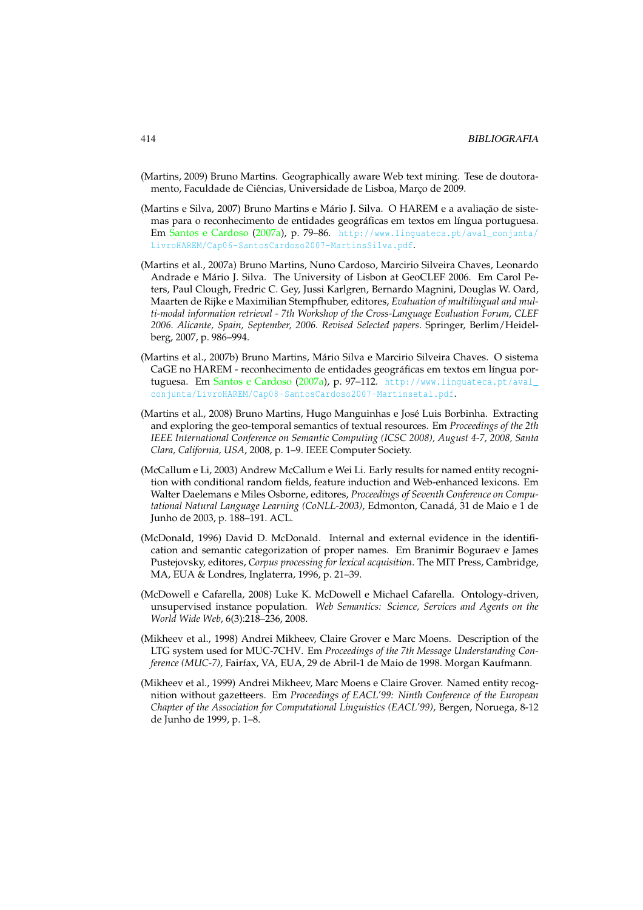(Martins, 2009) Bruno Martins. Geographically aware Web text mining. Tese de doutoramento, Faculdade de Ciências, Universidade de Lisboa, Março de 2009.

(Martins e Silva, 2007) Bruno Martins e Mário J. Silva. O HAREM e a avaliação de sistemas para o reconhecimento de entidades geográficas em textos em língua portuguesa. Em Santos e Cardoso (2007a), p. 79–86. http://www.linguateca.pt/aval_conjunta/LivroHAREM/Cap06-SantosCardoso2007-MartinsSilva.pdf.

(Martins et al., 2007a) Bruno Martins, Nuno Cardoso, Marcirio Silveira Chaves, Leonardo Andrade e Mário J. Silva. The University of Lisbon at GeoCLEF 2006. Em Carol Peters, Paul Clough, Fredric C. Gey, Jussi Karlgren, Bernardo Magnini, Douglas W. Oard, Maarten de Rijke e Maximilian Stempfhuber, editores, *Evaluation of multilingual and multi-modal information retrieval - 7th Workshop of the Cross-Language Evaluation Forum, CLEF 2006. Alicante, Spain, September, 2006. Revised Selected papers*. Springer, Berlim/Heidelberg, 2007, p. 986–994.

(Martins et al., 2007b) Bruno Martins, Mário Silva e Marcirio Silveira Chaves. O sistema CaGE no HAREM - reconhecimento de entidades geográficas em textos em língua portuguesa. Em Santos e Cardoso (2007a), p. 97–112. http://www.linguateca.pt/aval_conjunta/LivroHAREM/Cap08-SantosCardoso2007-Martinsetal.pdf.

(Martins et al., 2008) Bruno Martins, Hugo Manguinhas e José Luis Borbinha. Extracting and exploring the geo-temporal semantics of textual resources. Em *Proceedings of the 2th IEEE International Conference on Semantic Computing (ICSC 2008), August 4-7, 2008, Santa Clara, California, USA*, 2008, p. 1–9. IEEE Computer Society.

(McCallum e Li, 2003) Andrew McCallum e Wei Li. Early results for named entity recognition with conditional random fields, feature induction and Web-enhanced lexicons. Em Walter Daelemans e Miles Osborne, editores, *Proceedings of Seventh Conference on Computational Natural Language Learning (CoNLL-2003)*, Edmonton, Canadá, 31 de Maio e 1 de Junho de 2003, p. 188–191. ACL.

(McDonald, 1996) David D. McDonald. Internal and external evidence in the identification and semantic categorization of proper names. Em Branimir Boguraev e James Pustejovsky, editores, *Corpus processing for lexical acquisition*. The MIT Press, Cambridge, MA, EUA & Londres, Inglaterra, 1996, p. 21–39.

(McDowell e Cafarella, 2008) Luke K. McDowell e Michael Cafarella. Ontology-driven, unsupervised instance population. *Web Semantics: Science, Services and Agents on the World Wide Web*, 6(3):218–236, 2008.

(Mikheev et al., 1998) Andrei Mikheev, Claire Grover e Marc Moens. Description of the LTG system used for MUC-7CHV. Em *Proceedings of the 7th Message Understanding Conference (MUC-7)*, Fairfax, VA, EUA, 29 de Abril-1 de Maio de 1998. Morgan Kaufmann.

(Mikheev et al., 1999) Andrei Mikheev, Marc Moens e Claire Grover. Named entity recognition without gazetteers. Em *Proceedings of EACL'99: Ninth Conference of the European Chapter of the Association for Computational Linguistics (EACL'99)*, Bergen, Noruega, 8-12 de Junho de 1999, p. 1–8.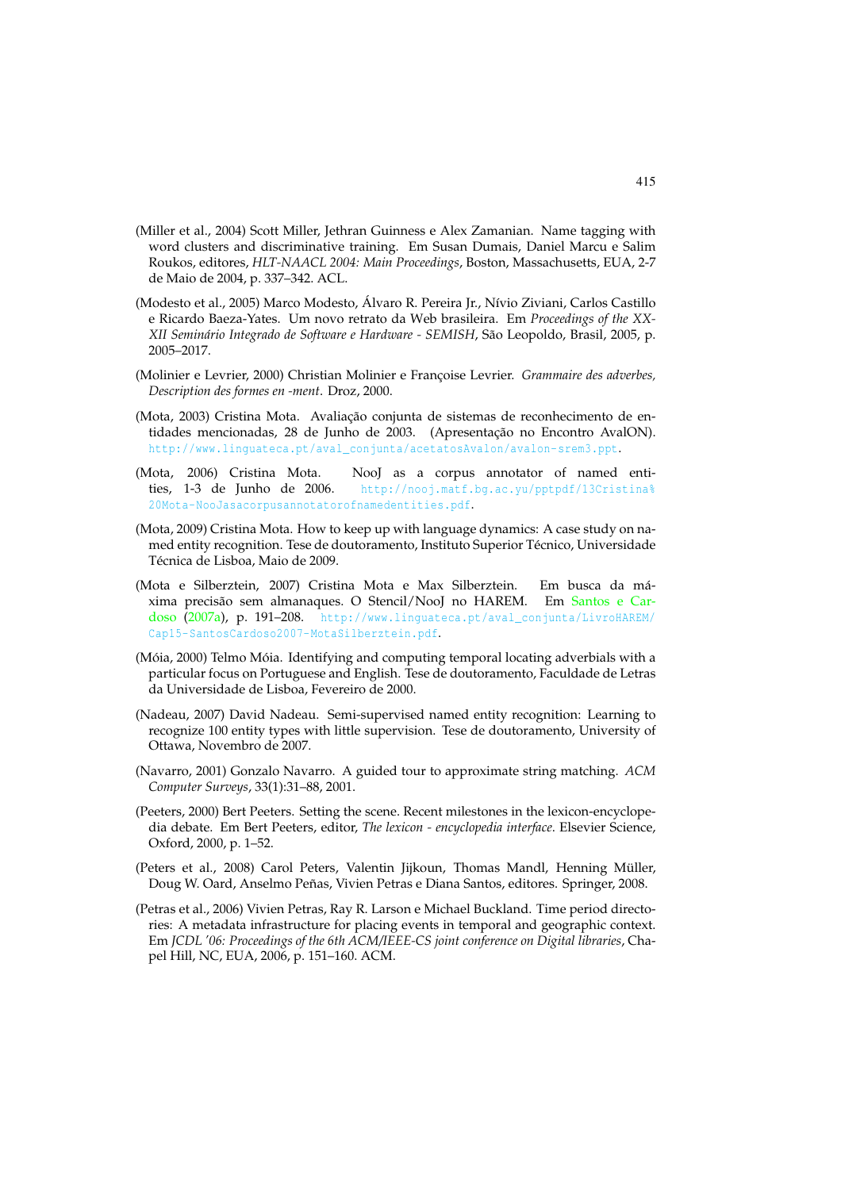(Miller et al., 2004) Scott Miller, Jethran Guinness e Alex Zamanian. Name tagging with word clusters and discriminative training. Em Susan Dumais, Daniel Marcu e Salim Roukos, editores, *HLT-NAACL 2004: Main Proceedings*, Boston, Massachusetts, EUA, 2-7 de Maio de 2004, p. 337–342. ACL.

(Modesto et al., 2005) Marco Modesto, Álvaro R. Pereira Jr., Nívio Ziviani, Carlos Castillo e Ricardo Baeza-Yates. Um novo retrato da Web brasileira. Em *Proceedings of the XXXII Seminário Integrado de Software e Hardware - SEMISH*, São Leopoldo, Brasil, 2005, p. 2005–2017.

(Molinier e Levrier, 2000) Christian Molinier e Françoise Levrier. *Grammaire des adverbes, Description des formes en -ment*. Droz, 2000.

(Mota, 2003) Cristina Mota. Avaliação conjunta de sistemas de reconhecimento de entidades mencionadas, 28 de Junho de 2003. (Apresentação no Encontro AvalON). http://www.linguateca.pt/aval_conjunta/acetatosAvalon/avalon-srem3.ppt.

(Mota, 2006) Cristina Mota. NooJ as a corpus annotator of named entities, 1-3 de Junho de 2006. http://nooj.matf.bg.ac.yu/pptpdf/13Cristina%20Mota-NooJasacorpusannotatorofnamedentities.pdf.

(Mota, 2009) Cristina Mota. How to keep up with language dynamics: A case study on named entity recognition. Tese de doutoramento, Instituto Superior Técnico, Universidade Técnica de Lisboa, Maio de 2009.

(Mota e Silberztein, 2007) Cristina Mota e Max Silberztein. Em busca da máxima precisão sem almanaques. O Stencil/NooJ no HAREM. Em Santos e Cardoso (2007a), p. 191–208. http://www.linguateca.pt/aval_conjunta/LivroHAREM/Cap15-SantosCardoso2007-MotaSilberztein.pdf.

(Móia, 2000) Telmo Móia. Identifying and computing temporal locating adverbials with a particular focus on Portuguese and English. Tese de doutoramento, Faculdade de Letras da Universidade de Lisboa, Fevereiro de 2000.

(Nadeau, 2007) David Nadeau. Semi-supervised named entity recognition: Learning to recognize 100 entity types with little supervision. Tese de doutoramento, University of Ottawa, Novembro de 2007.

(Navarro, 2001) Gonzalo Navarro. A guided tour to approximate string matching. *ACM Computer Surveys*, 33(1):31–88, 2001.

(Peeters, 2000) Bert Peeters. Setting the scene. Recent milestones in the lexicon-encyclopedia debate. Em Bert Peeters, editor, *The lexicon - encyclopedia interface*. Elsevier Science, Oxford, 2000, p. 1–52.

(Peters et al., 2008) Carol Peters, Valentin Jijkoun, Thomas Mandl, Henning Müller, Doug W. Oard, Anselmo Peñas, Vivien Petras e Diana Santos, editores. Springer, 2008.

(Petras et al., 2006) Vivien Petras, Ray R. Larson e Michael Buckland. Time period directories: A metadata infrastructure for placing events in temporal and geographic context. Em *JCDL '06: Proceedings of the 6th ACM/IEEE-CS joint conference on Digital libraries*, Chapel Hill, NC, EUA, 2006, p. 151–160. ACM.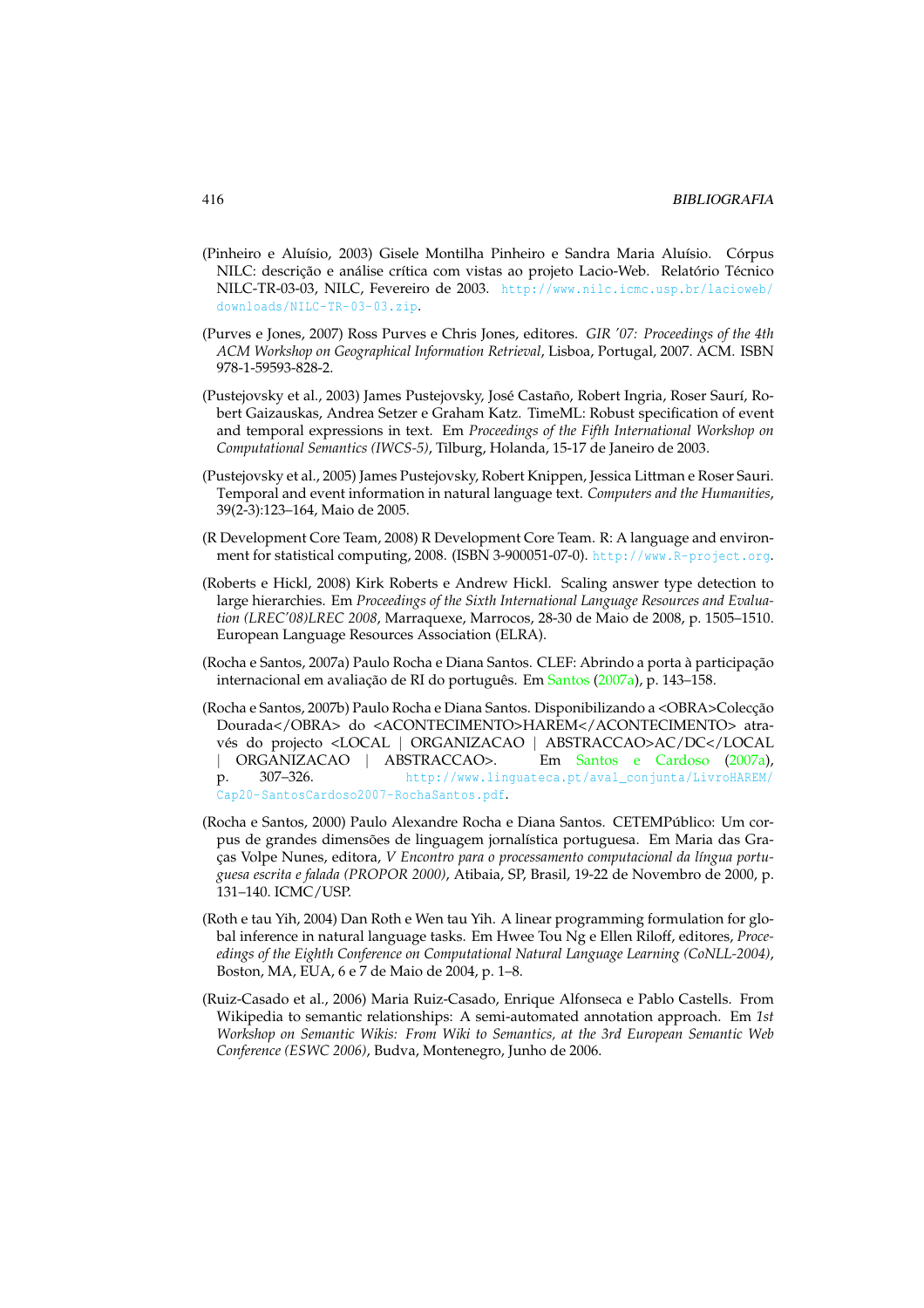(Pinheiro e Aluísio, 2003) Gisele Montilha Pinheiro e Sandra Maria Aluísio. Córpus NILC: descrição e análise crítica com vistas ao projeto Lacio-Web. Relatório Técnico NILC-TR-03-03, NILC, Fevereiro de 2003. http://www.nilc.icmc.usp.br/lacioweb/downloads/NILC-TR-03-03.zip.

(Purves e Jones, 2007) Ross Purves e Chris Jones, editores. *GIR '07: Proceedings of the 4th ACM Workshop on Geographical Information Retrieval*, Lisboa, Portugal, 2007. ACM. ISBN 978-1-59593-828-2.

(Pustejovsky et al., 2003) James Pustejovsky, José Castaño, Robert Ingria, Roser Saurí, Robert Gaizauskas, Andrea Setzer e Graham Katz. TimeML: Robust specification of event and temporal expressions in text. Em *Proceedings of the Fifth International Workshop on Computational Semantics (IWCS-5)*, Tilburg, Holanda, 15-17 de Janeiro de 2003.

(Pustejovsky et al., 2005) James Pustejovsky, Robert Knippen, Jessica Littman e Roser Sauri. Temporal and event information in natural language text. *Computers and the Humanities*, 39(2-3):123–164, Maio de 2005.

(R Development Core Team, 2008) R Development Core Team. R: A language and environment for statistical computing, 2008. (ISBN 3-900051-07-0). http://www.R-project.org.

(Roberts e Hickl, 2008) Kirk Roberts e Andrew Hickl. Scaling answer type detection to large hierarchies. Em *Proceedings of the Sixth International Language Resources and Evaluation (LREC'08)LREC 2008*, Marraquexe, Marrocos, 28-30 de Maio de 2008, p. 1505–1510. European Language Resources Association (ELRA).

(Rocha e Santos, 2007a) Paulo Rocha e Diana Santos. CLEF: Abrindo a porta à participação internacional em avaliação de RI do português. Em Santos (2007a), p. 143–158.

(Rocha e Santos, 2007b) Paulo Rocha e Diana Santos. Disponibilizando a <OBRA>Colecção Dourada</OBRA> do <ACONTECIMENTO>HAREM</ACONTECIMENTO> através do projecto <LOCAL | ORGANIZACAO | ABSTRACCAO>AC/DC</LOCAL | ORGANIZACAO | ABSTRACCAO>. Em Santos e Cardoso (2007a), p. 307–326. http://www.linguateca.pt/aval_conjunta/LivroHAREM/Cap20-SantosCardoso2007-RochaSantos.pdf.

(Rocha e Santos, 2000) Paulo Alexandre Rocha e Diana Santos. CETEMPúblico: Um corpus de grandes dimensões de linguagem jornalística portuguesa. Em Maria das Graças Volpe Nunes, editora, *V Encontro para o processamento computacional da língua portuguesa escrita e falada (PROPOR 2000)*, Atibaia, SP, Brasil, 19-22 de Novembro de 2000, p. 131–140. ICMC/USP.

(Roth e tau Yih, 2004) Dan Roth e Wen tau Yih. A linear programming formulation for global inference in natural language tasks. Em Hwee Tou Ng e Ellen Riloff, editores, *Proceedings of the Eighth Conference on Computational Natural Language Learning (CoNLL-2004)*, Boston, MA, EUA, 6 e 7 de Maio de 2004, p. 1–8.

(Ruiz-Casado et al., 2006) Maria Ruiz-Casado, Enrique Alfonseca e Pablo Castells. From Wikipedia to semantic relationships: A semi-automated annotation approach. Em *1st Workshop on Semantic Wikis: From Wiki to Semantics, at the 3rd European Semantic Web Conference (ESWC 2006)*, Budva, Montenegro, Junho de 2006.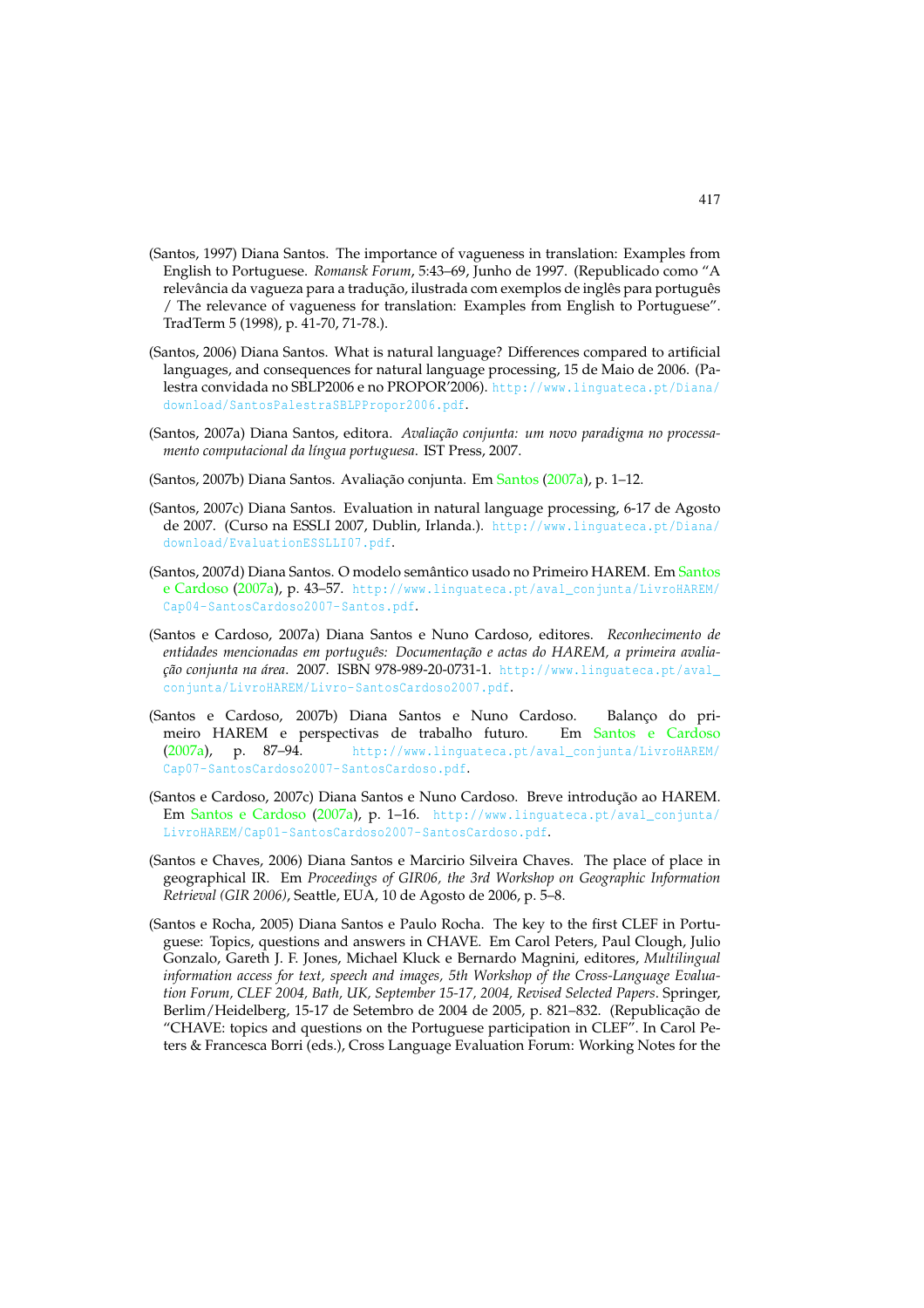(Santos, 1997) Diana Santos. The importance of vagueness in translation: Examples from English to Portuguese. *Romansk Forum*, 5:43–69, Junho de 1997. (Republicado como "A relevância da vagueza para a tradução, ilustrada com exemplos de inglês para português / The relevance of vagueness for translation: Examples from English to Portuguese". TradTerm 5 (1998), p. 41-70, 71-78.).

(Santos, 2006) Diana Santos. What is natural language? Differences compared to artificial languages, and consequences for natural language processing, 15 de Maio de 2006. (Palestra convidada no SBLP2006 e no PROPOR'2006). http://www.linguateca.pt/Diana/download/SantosPalestraSBLPPropor2006.pdf.

(Santos, 2007a) Diana Santos, editora. *Avaliação conjunta: um novo paradigma no processamento computacional da língua portuguesa*. IST Press, 2007.

(Santos, 2007b) Diana Santos. Avaliação conjunta. Em Santos (2007a), p. 1–12.

(Santos, 2007c) Diana Santos. Evaluation in natural language processing, 6-17 de Agosto de 2007. (Curso na ESSLI 2007, Dublin, Irlanda.). http://www.linguateca.pt/Diana/download/EvaluationESSLLI07.pdf.

(Santos, 2007d) Diana Santos. O modelo semântico usado no Primeiro HAREM. Em Santos e Cardoso (2007a), p. 43–57. http://www.linguateca.pt/aval_conjunta/LivroHAREM/Cap04-SantosCardoso2007-Santos.pdf.

(Santos e Cardoso, 2007a) Diana Santos e Nuno Cardoso, editores. *Reconhecimento de entidades mencionadas em português: Documentação e actas do HAREM, a primeira avaliação conjunta na área*. 2007. ISBN 978-989-20-0731-1. http://www.linguateca.pt/aval_conjunta/LivroHAREM/Livro-SantosCardoso2007.pdf.

(Santos e Cardoso, 2007b) Diana Santos e Nuno Cardoso. Balanço do primeiro HAREM e perspectivas de trabalho futuro. Em Santos e Cardoso (2007a), p. 87–94. http://www.linguateca.pt/aval_conjunta/LivroHAREM/Cap07-SantosCardoso2007-SantosCardoso.pdf.

(Santos e Cardoso, 2007c) Diana Santos e Nuno Cardoso. Breve introdução ao HAREM. Em Santos e Cardoso (2007a), p. 1–16. http://www.linguateca.pt/aval_conjunta/LivroHAREM/Cap01-SantosCardoso2007-SantosCardoso.pdf.

(Santos e Chaves, 2006) Diana Santos e Marcirio Silveira Chaves. The place of place in geographical IR. Em *Proceedings of GIR06, the 3rd Workshop on Geographic Information Retrieval (GIR 2006)*, Seattle, EUA, 10 de Agosto de 2006, p. 5–8.

(Santos e Rocha, 2005) Diana Santos e Paulo Rocha. The key to the first CLEF in Portuguese: Topics, questions and answers in CHAVE. Em Carol Peters, Paul Clough, Julio Gonzalo, Gareth J. F. Jones, Michael Kluck e Bernardo Magnini, editores, *Multilingual information access for text, speech and images, 5th Workshop of the Cross-Language Evaluation Forum, CLEF 2004, Bath, UK, September 15-17, 2004, Revised Selected Papers*. Springer, Berlim/Heidelberg, 15-17 de Setembro de 2004 de 2005, p. 821–832. (Republicação de "CHAVE: topics and questions on the Portuguese participation in CLEF". In Carol Peters & Francesca Borri (eds.), Cross Language Evaluation Forum: Working Notes for the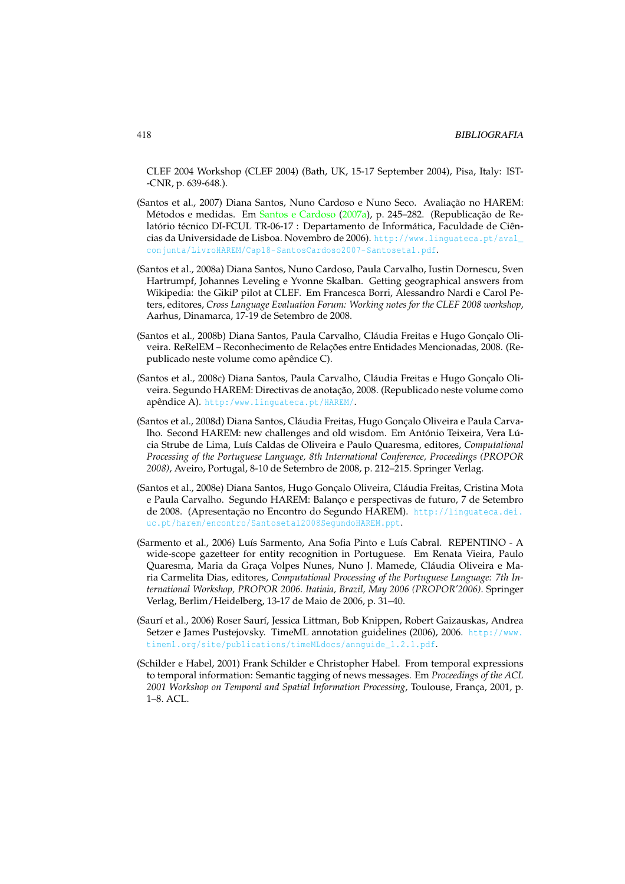CLEF 2004 Workshop (CLEF 2004) (Bath, UK, 15-17 September 2004), Pisa, Italy: IST--CNR, p. 639-648.).

(Santos et al., 2007) Diana Santos, Nuno Cardoso e Nuno Seco. Avaliação no HAREM: Métodos e medidas. Em Santos e Cardoso (2007a), p. 245–282. (Republicação de Relatório técnico DI-FCUL TR-06-17 : Departamento de Informática, Faculdade de Ciências da Universidade de Lisboa. Novembro de 2006). http://www.linguateca.pt/aval_conjunta/LivroHAREM/Cap18-SantosCardoso2007-Santosetal.pdf.

(Santos et al., 2008a) Diana Santos, Nuno Cardoso, Paula Carvalho, Iustin Dornescu, Sven Hartrumpf, Johannes Leveling e Yvonne Skalban. Getting geographical answers from Wikipedia: the GikiP pilot at CLEF. Em Francesca Borri, Alessandro Nardi e Carol Peters, editores, *Cross Language Evaluation Forum: Working notes for the CLEF 2008 workshop*, Aarhus, Dinamarca, 17-19 de Setembro de 2008.

(Santos et al., 2008b) Diana Santos, Paula Carvalho, Cláudia Freitas e Hugo Gonçalo Oliveira. ReRelEM – Reconhecimento de Relações entre Entidades Mencionadas, 2008. (Republicado neste volume como apêndice C).

(Santos et al., 2008c) Diana Santos, Paula Carvalho, Cláudia Freitas e Hugo Gonçalo Oliveira. Segundo HAREM: Directivas de anotação, 2008. (Republicado neste volume como apêndice A). http:/www.linguateca.pt/HAREM/.

(Santos et al., 2008d) Diana Santos, Cláudia Freitas, Hugo Gonçalo Oliveira e Paula Carvalho. Second HAREM: new challenges and old wisdom. Em António Teixeira, Vera Lúcia Strube de Lima, Luís Caldas de Oliveira e Paulo Quaresma, editores, *Computational Processing of the Portuguese Language, 8th International Conference, Proceedings (PROPOR 2008)*, Aveiro, Portugal, 8-10 de Setembro de 2008, p. 212–215. Springer Verlag.

(Santos et al., 2008e) Diana Santos, Hugo Gonçalo Oliveira, Cláudia Freitas, Cristina Mota e Paula Carvalho. Segundo HAREM: Balanço e perspectivas de futuro, 7 de Setembro de 2008. (Apresentação no Encontro do Segundo HAREM). http://linguateca.dei.uc.pt/harem/encontro/Santosetal2008SegundoHAREM.ppt.

(Sarmento et al., 2006) Luís Sarmento, Ana Sofia Pinto e Luís Cabral. REPENTINO - A wide-scope gazetteer for entity recognition in Portuguese. Em Renata Vieira, Paulo Quaresma, Maria da Graça Volpes Nunes, Nuno J. Mamede, Cláudia Oliveira e Maria Carmelita Dias, editores, *Computational Processing of the Portuguese Language: 7th International Workshop, PROPOR 2006. Itatiaia, Brazil, May 2006 (PROPOR'2006)*. Springer Verlag, Berlim/Heidelberg, 13-17 de Maio de 2006, p. 31–40.

(Saurí et al., 2006) Roser Saurí, Jessica Littman, Bob Knippen, Robert Gaizauskas, Andrea Setzer e James Pustejovsky. TimeML annotation guidelines (2006), 2006. http://www.timeml.org/site/publications/timeMLdocs/annguide_1.2.1.pdf.

(Schilder e Habel, 2001) Frank Schilder e Christopher Habel. From temporal expressions to temporal information: Semantic tagging of news messages. Em *Proceedings of the ACL 2001 Workshop on Temporal and Spatial Information Processing*, Toulouse, França, 2001, p. 1–8. ACL.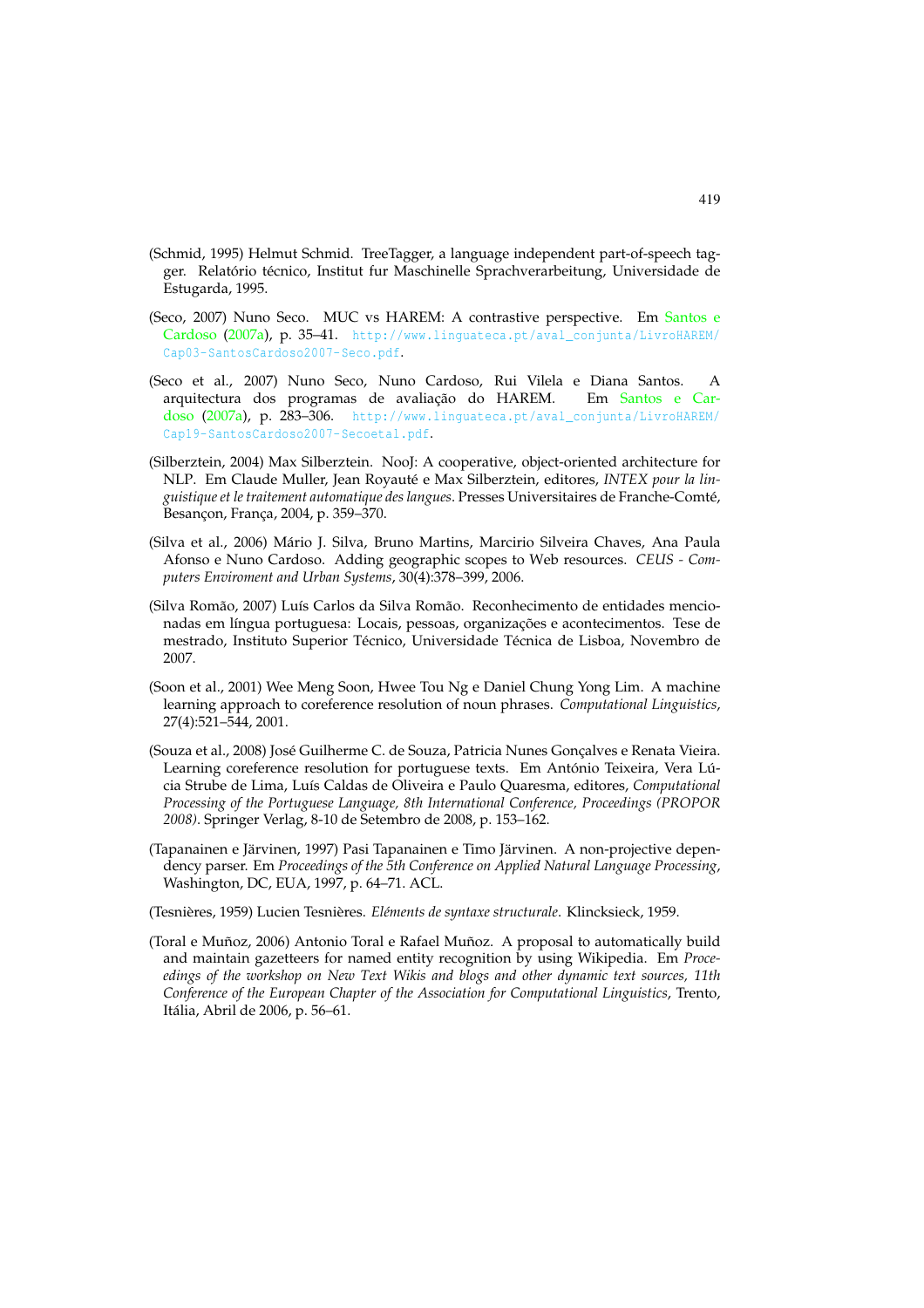(Schmid, 1995) Helmut Schmid. TreeTagger, a language independent part-of-speech tagger. Relatório técnico, Institut fur Maschinelle Sprachverarbeitung, Universidade de Estugarda, 1995.

(Seco, 2007) Nuno Seco. MUC vs HAREM: A contrastive perspective. Em Santos e Cardoso (2007a), p. 35–41. http://www.linguateca.pt/aval_conjunta/LivroHAREM/Cap03-SantosCardoso2007-Seco.pdf.

(Seco et al., 2007) Nuno Seco, Nuno Cardoso, Rui Vilela e Diana Santos. A arquitectura dos programas de avaliação do HAREM. Em Santos e Cardoso (2007a), p. 283–306. http://www.linguateca.pt/aval_conjunta/LivroHAREM/Cap19-SantosCardoso2007-Secoetal.pdf.

(Silberztein, 2004) Max Silberztein. NooJ: A cooperative, object-oriented architecture for NLP. Em Claude Muller, Jean Royauté e Max Silberztein, editores, *INTEX pour la linguistique et le traitement automatique des langues*. Presses Universitaires de Franche-Comté, Besançon, França, 2004, p. 359–370.

(Silva et al., 2006) Mário J. Silva, Bruno Martins, Marcirio Silveira Chaves, Ana Paula Afonso e Nuno Cardoso. Adding geographic scopes to Web resources. *CEUS - Computers Enviroment and Urban Systems*, 30(4):378–399, 2006.

(Silva Romão, 2007) Luís Carlos da Silva Romão. Reconhecimento de entidades mencionadas em língua portuguesa: Locais, pessoas, organizações e acontecimentos. Tese de mestrado, Instituto Superior Técnico, Universidade Técnica de Lisboa, Novembro de 2007.

(Soon et al., 2001) Wee Meng Soon, Hwee Tou Ng e Daniel Chung Yong Lim. A machine learning approach to coreference resolution of noun phrases. *Computational Linguistics*, 27(4):521–544, 2001.

(Souza et al., 2008) José Guilherme C. de Souza, Patricia Nunes Gonçalves e Renata Vieira. Learning coreference resolution for portuguese texts. Em António Teixeira, Vera Lúcia Strube de Lima, Luís Caldas de Oliveira e Paulo Quaresma, editores, *Computational Processing of the Portuguese Language, 8th International Conference, Proceedings (PROPOR 2008)*. Springer Verlag, 8-10 de Setembro de 2008, p. 153–162.

(Tapanainen e Järvinen, 1997) Pasi Tapanainen e Timo Järvinen. A non-projective dependency parser. Em *Proceedings of the 5th Conference on Applied Natural Language Processing*, Washington, DC, EUA, 1997, p. 64–71. ACL.

(Tesnières, 1959) Lucien Tesnières. *Eléments de syntaxe structurale*. Klincksieck, 1959.

(Toral e Muñoz, 2006) Antonio Toral e Rafael Muñoz. A proposal to automatically build and maintain gazetteers for named entity recognition by using Wikipedia. Em *Proceedings of the workshop on New Text Wikis and blogs and other dynamic text sources, 11th Conference of the European Chapter of the Association for Computational Linguistics*, Trento, Itália, Abril de 2006, p. 56–61.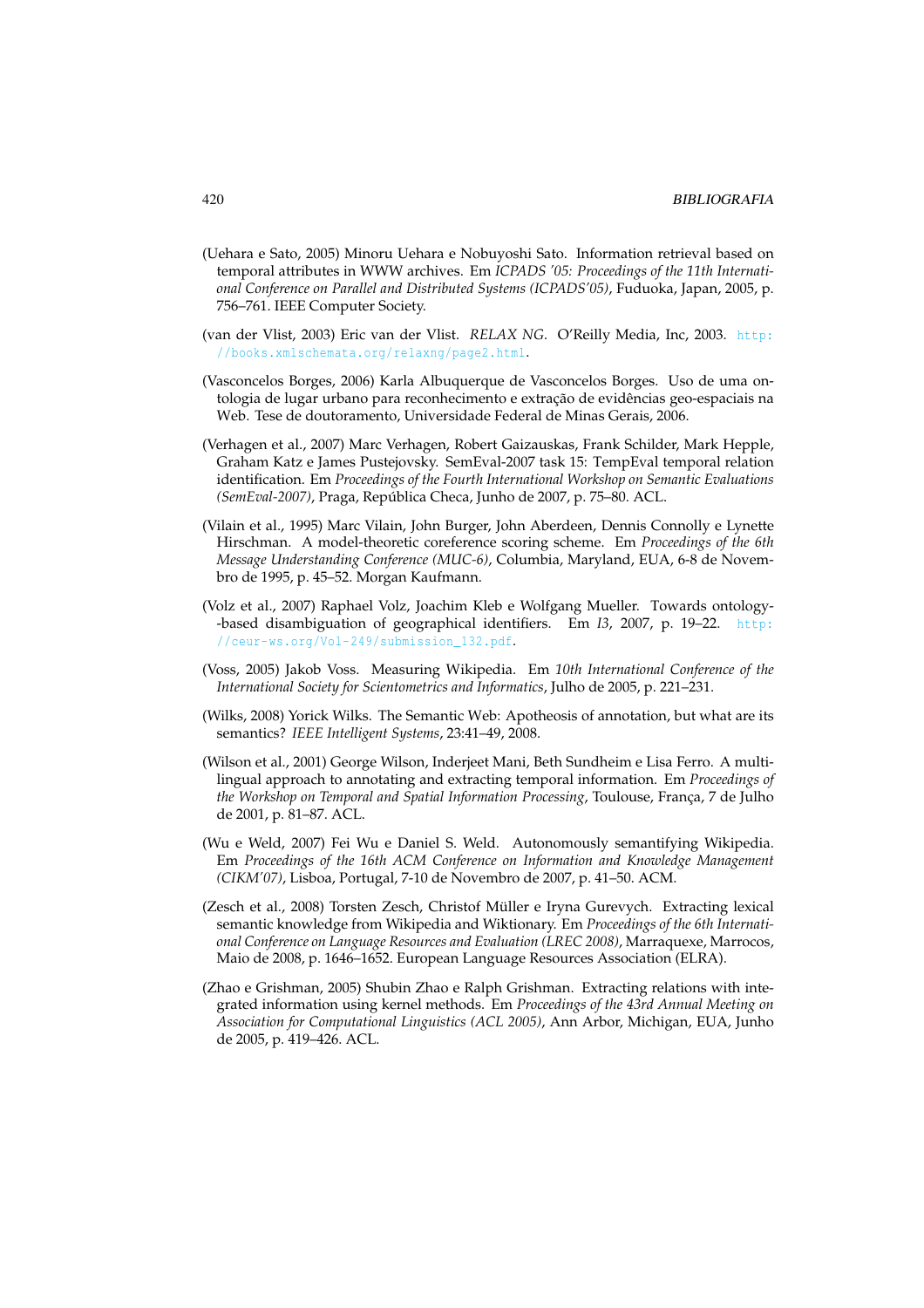(Uehara e Sato, 2005) Minoru Uehara e Nobuyoshi Sato. Information retrieval based on temporal attributes in WWW archives. Em *ICPADS '05: Proceedings of the 11th International Conference on Parallel and Distributed Systems (ICPADS'05)*, Fuduoka, Japan, 2005, p. 756–761. IEEE Computer Society.

(van der Vlist, 2003) Eric van der Vlist. *RELAX NG*. O'Reilly Media, Inc, 2003. http://books.xmlschemata.org/relaxng/page2.html.

(Vasconcelos Borges, 2006) Karla Albuquerque de Vasconcelos Borges. Uso de uma ontologia de lugar urbano para reconhecimento e extração de evidências geo-espaciais na Web. Tese de doutoramento, Universidade Federal de Minas Gerais, 2006.

(Verhagen et al., 2007) Marc Verhagen, Robert Gaizauskas, Frank Schilder, Mark Hepple, Graham Katz e James Pustejovsky. SemEval-2007 task 15: TempEval temporal relation identification. Em *Proceedings of the Fourth International Workshop on Semantic Evaluations (SemEval-2007)*, Praga, República Checa, Junho de 2007, p. 75–80. ACL.

(Vilain et al., 1995) Marc Vilain, John Burger, John Aberdeen, Dennis Connolly e Lynette Hirschman. A model-theoretic coreference scoring scheme. Em *Proceedings of the 6th Message Understanding Conference (MUC-6)*, Columbia, Maryland, EUA, 6-8 de Novembro de 1995, p. 45–52. Morgan Kaufmann.

(Volz et al., 2007) Raphael Volz, Joachim Kleb e Wolfgang Mueller. Towards ontology-based disambiguation of geographical identifiers. Em *I3*, 2007, p. 19–22. http://ceur-ws.org/Vol-249/submission_132.pdf.

(Voss, 2005) Jakob Voss. Measuring Wikipedia. Em *10th International Conference of the International Society for Scientometrics and Informatics*, Julho de 2005, p. 221–231.

(Wilks, 2008) Yorick Wilks. The Semantic Web: Apotheosis of annotation, but what are its semantics? *IEEE Intelligent Systems*, 23:41–49, 2008.

(Wilson et al., 2001) George Wilson, Inderjeet Mani, Beth Sundheim e Lisa Ferro. A multilingual approach to annotating and extracting temporal information. Em *Proceedings of the Workshop on Temporal and Spatial Information Processing*, Toulouse, França, 7 de Julho de 2001, p. 81–87. ACL.

(Wu e Weld, 2007) Fei Wu e Daniel S. Weld. Autonomously semantifying Wikipedia. Em *Proceedings of the 16th ACM Conference on Information and Knowledge Management (CIKM'07)*, Lisboa, Portugal, 7-10 de Novembro de 2007, p. 41–50. ACM.

(Zesch et al., 2008) Torsten Zesch, Christof Müller e Iryna Gurevych. Extracting lexical semantic knowledge from Wikipedia and Wiktionary. Em *Proceedings of the 6th International Conference on Language Resources and Evaluation (LREC 2008)*, Marraquexe, Marrocos, Maio de 2008, p. 1646–1652. European Language Resources Association (ELRA).

(Zhao e Grishman, 2005) Shubin Zhao e Ralph Grishman. Extracting relations with integrated information using kernel methods. Em *Proceedings of the 43rd Annual Meeting on Association for Computational Linguistics (ACL 2005)*, Ann Arbor, Michigan, EUA, Junho de 2005, p. 419–426. ACL.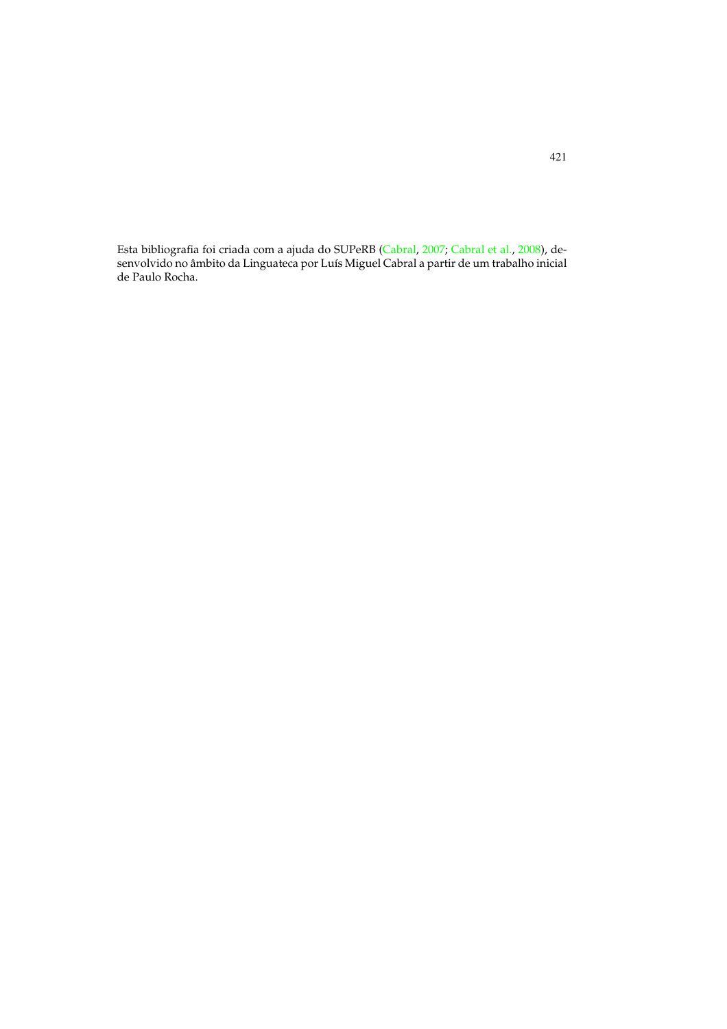Esta bibliografia foi criada com a ajuda do SUPeRB (Cabral, 2007; Cabral et al., 2008), desenvolvido no âmbito da Linguateca por Luís Miguel Cabral a partir de um trabalho inicial de Paulo Rocha.